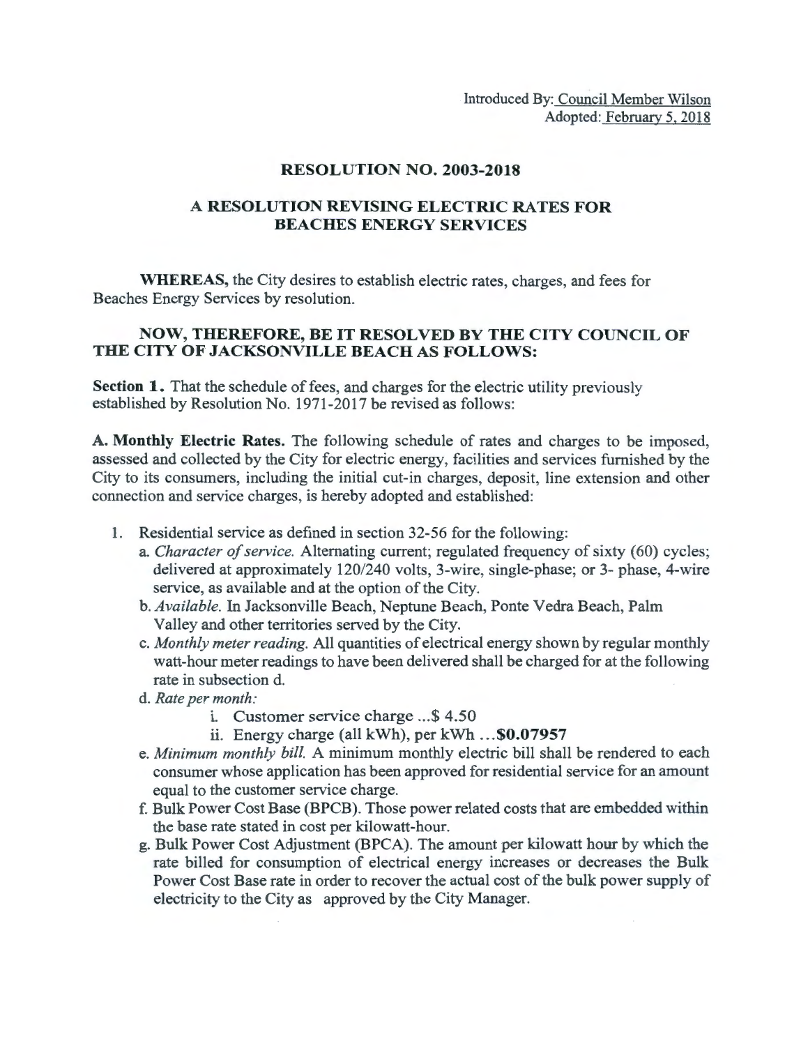Introduced By: Council Member Wilson
Adopted: February 5, 2018

# RESOLUTION NO. 2003-2018

## A RESOLUTION REVISING ELECTRIC RATES FOR BEACHES ENERGY SERVICES

**WHEREAS,** the City desires to establish electric rates, charges, and fees for Beaches Energy Services by resolution.

## NOW, THEREFORE, BE IT RESOLVED BY THE CITY COUNCIL OF THE CITY OF JACKSONVILLE BEACH AS FOLLOWS:

**Section 1.** That the schedule of fees, and charges for the electric utility previously established by Resolution No. 1971-2017 be revised as follows:

**A. Monthly Electric Rates.** The following schedule of rates and charges to be imposed, assessed and collected by the City for electric energy, facilities and services furnished by the City to its consumers, including the initial cut-in charges, deposit, line extension and other connection and service charges, is hereby adopted and established:

1. Residential service as defined in section 32-56 for the following:
   a. *Character of service.* Alternating current; regulated frequency of sixty (60) cycles; delivered at approximately 120/240 volts, 3-wire, single-phase; or 3- phase, 4-wire service, as available and at the option of the City.
   b. *Available.* In Jacksonville Beach, Neptune Beach, Ponte Vedra Beach, Palm Valley and other territories served by the City.
   c. *Monthly meter reading.* All quantities of electrical energy shown by regular monthly watt-hour meter readings to have been delivered shall be charged for at the following rate in subsection d.
   d. *Rate per month:*
      i. Customer service charge ...$ 4.50
      ii. Energy charge (all kWh), per kWh ...**$0.07957**
   e. *Minimum monthly bill.* A minimum monthly electric bill shall be rendered to each consumer whose application has been approved for residential service for an amount equal to the customer service charge.
   f. Bulk Power Cost Base (BPCB). Those power related costs that are embedded within the base rate stated in cost per kilowatt-hour.
   g. Bulk Power Cost Adjustment (BPCA). The amount per kilowatt hour by which the rate billed for consumption of electrical energy increases or decreases the Bulk Power Cost Base rate in order to recover the actual cost of the bulk power supply of electricity to the City as approved by the City Manager.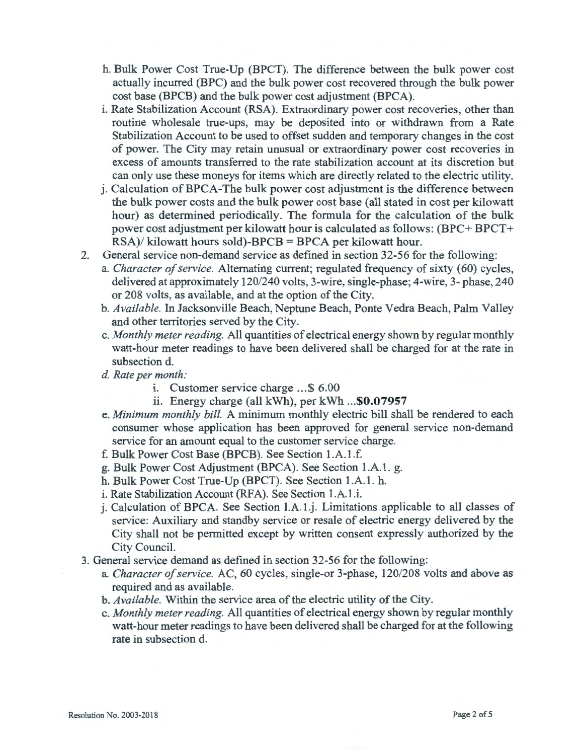h. Bulk Power Cost True-Up (BPCT). The difference between the bulk power cost actually incurred (BPC) and the bulk power cost recovered through the bulk power cost base (BPCB) and the bulk power cost adjustment (BPCA).

i. Rate Stabilization Account (RSA). Extraordinary power cost recoveries, other than routine wholesale true-ups, may be deposited into or withdrawn from a Rate Stabilization Account to be used to offset sudden and temporary changes in the cost of power. The City may retain unusual or extraordinary power cost recoveries in excess of amounts transferred to the rate stabilization account at its discretion but can only use these moneys for items which are directly related to the electric utility.

j. Calculation of BPCA-The bulk power cost adjustment is the difference between the bulk power costs and the bulk power cost base (all stated in cost per kilowatt hour) as determined periodically. The formula for the calculation of the bulk power cost adjustment per kilowatt hour is calculated as follows: (BPC+ BPCT+ RSA)/ kilowatt hours sold)-BPCB = BPCA per kilowatt hour.

2. General service non-demand service as defined in section 32-56 for the following:
   a. *Character of service.* Alternating current; regulated frequency of sixty (60) cycles, delivered at approximately 120/240 volts, 3-wire, single-phase; 4-wire, 3- phase, 240 or 208 volts, as available, and at the option of the City.
   b. *Available.* In Jacksonville Beach, Neptune Beach, Ponte Vedra Beach, Palm Valley and other territories served by the City.
   c. *Monthly meter reading.* All quantities of electrical energy shown by regular monthly watt-hour meter readings to have been delivered shall be charged for at the rate in subsection d.
   d. *Rate per month:*
      i. Customer service charge ...$ 6.00
      ii. Energy charge (all kWh), per kWh ...**$0.07957**
   e. *Minimum monthly bill.* A minimum monthly electric bill shall be rendered to each consumer whose application has been approved for general service non-demand service for an amount equal to the customer service charge.
   f. Bulk Power Cost Base (BPCB). See Section 1.A.1.f.
   g. Bulk Power Cost Adjustment (BPCA). See Section 1.A.1. g.
   h. Bulk Power Cost True-Up (BPCT). See Section 1.A.1. h.
   i. Rate Stabilization Account (RFA). See Section 1.A.1.i.
   j. Calculation of BPCA. See Section 1.A.1.j. Limitations applicable to all classes of service: Auxiliary and standby service or resale of electric energy delivered by the City shall not be permitted except by written consent expressly authorized by the City Council.

3. General service demand as defined in section 32-56 for the following:
   a. *Character of service.* AC, 60 cycles, single-or 3-phase, 120/208 volts and above as required and as available.
   b. *Available.* Within the service area of the electric utility of the City.
   c. *Monthly meter reading.* All quantities of electrical energy shown by regular monthly watt-hour meter readings to have been delivered shall be charged for at the following rate in subsection d.

Resolution No. 2003-2018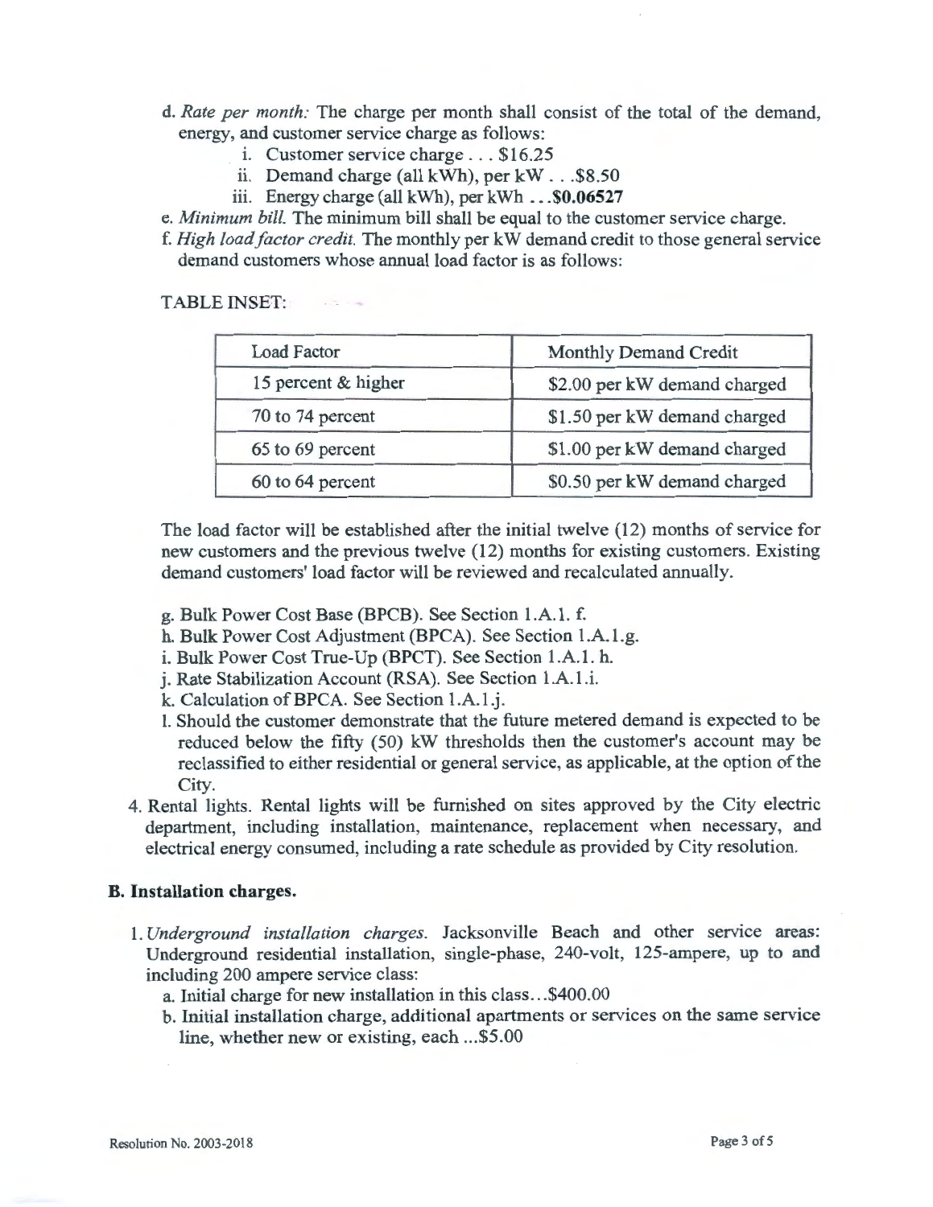d. *Rate per month:* The charge per month shall consist of the total of the demand, energy, and customer service charge as follows:

  i. Customer service charge . . . $16.25
  ii. Demand charge (all kWh), per kW . . .$8.50
  iii. Energy charge (all kWh), per kWh . . .**$0.06527**

e. *Minimum bill.* The minimum bill shall be equal to the customer service charge.

f. *High load factor credit.* The monthly per kW demand credit to those general service demand customers whose annual load factor is as follows:

TABLE INSET:

| Load Factor | Monthly Demand Credit |
|---|---|
| 15 percent & higher | $2.00 per kW demand charged |
| 70 to 74 percent | $1.50 per kW demand charged |
| 65 to 69 percent | $1.00 per kW demand charged |
| 60 to 64 percent | $0.50 per kW demand charged |

The load factor will be established after the initial twelve (12) months of service for new customers and the previous twelve (12) months for existing customers. Existing demand customers' load factor will be reviewed and recalculated annually.

g. Bulk Power Cost Base (BPCB). See Section 1.A.1. f.

h. Bulk Power Cost Adjustment (BPCA). See Section 1.A.1.g.

i. Bulk Power Cost True-Up (BPCT). See Section 1.A.1. h.

j. Rate Stabilization Account (RSA). See Section 1.A.1.i.

k. Calculation of BPCA. See Section 1.A.1.j.

l. Should the customer demonstrate that the future metered demand is expected to be reduced below the fifty (50) kW thresholds then the customer's account may be reclassified to either residential or general service, as applicable, at the option of the City.

4. Rental lights. Rental lights will be furnished on sites approved by the City electric department, including installation, maintenance, replacement when necessary, and electrical energy consumed, including a rate schedule as provided by City resolution.

**B. Installation charges.**

1. *Underground installation charges.* Jacksonville Beach and other service areas: Underground residential installation, single-phase, 240-volt, 125-ampere, up to and including 200 ampere service class:

   a. Initial charge for new installation in this class...$400.00

   b. Initial installation charge, additional apartments or services on the same service line, whether new or existing, each ...$5.00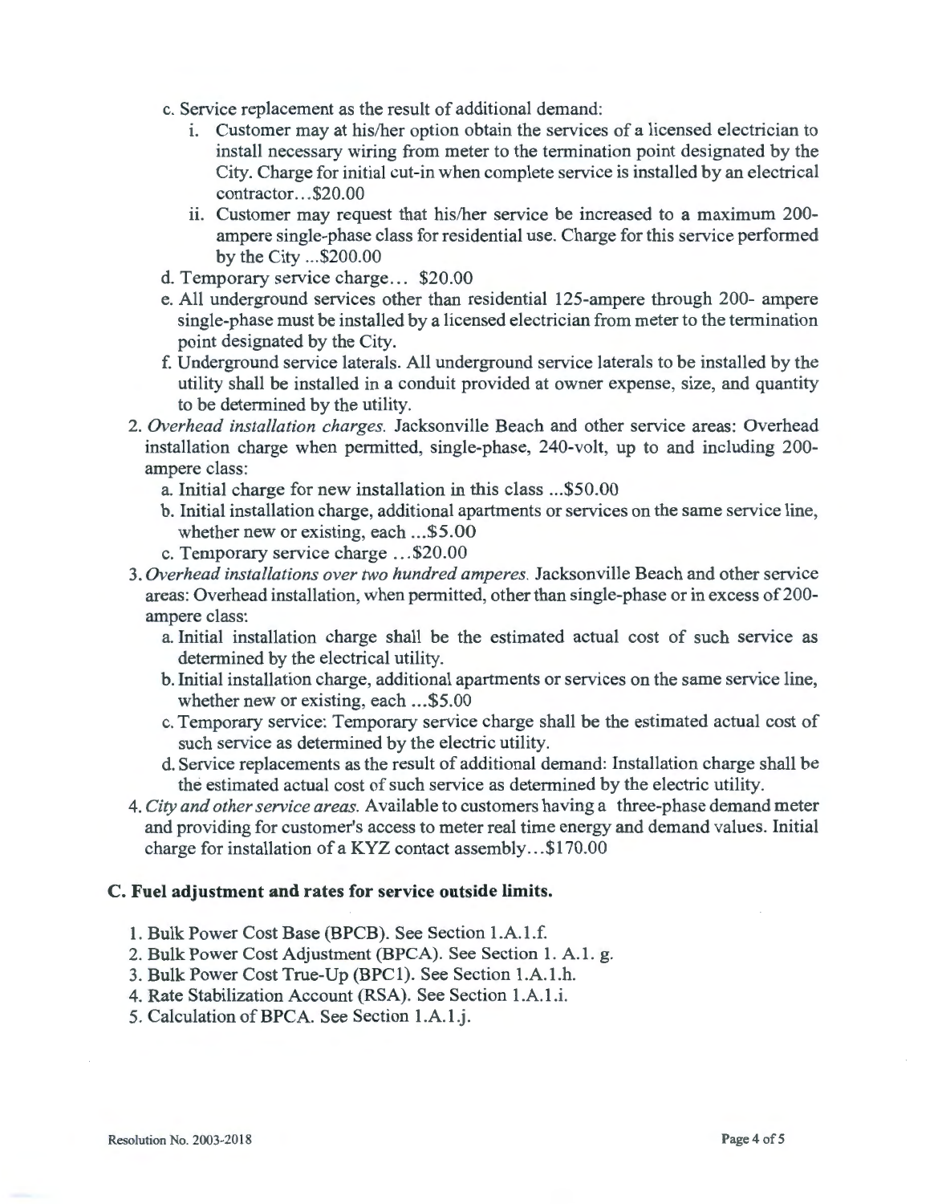c. Service replacement as the result of additional demand:

   i. Customer may at his/her option obtain the services of a licensed electrician to install necessary wiring from meter to the termination point designated by the City. Charge for initial cut-in when complete service is installed by an electrical contractor...$20.00

   ii. Customer may request that his/her service be increased to a maximum 200-ampere single-phase class for residential use. Charge for this service performed by the City ...$200.00

d. Temporary service charge... $20.00

e. All underground services other than residential 125-ampere through 200- ampere single-phase must be installed by a licensed electrician from meter to the termination point designated by the City.

f. Underground service laterals. All underground service laterals to be installed by the utility shall be installed in a conduit provided at owner expense, size, and quantity to be determined by the utility.

2. *Overhead installation charges.* Jacksonville Beach and other service areas: Overhead installation charge when permitted, single-phase, 240-volt, up to and including 200-ampere class:

   a. Initial charge for new installation in this class ...$50.00

   b. Initial installation charge, additional apartments or services on the same service line, whether new or existing, each ...$5.00

   c. Temporary service charge ...$20.00

3. *Overhead installations over two hundred amperes.* Jacksonville Beach and other service areas: Overhead installation, when permitted, other than single-phase or in excess of 200-ampere class:

   a. Initial installation charge shall be the estimated actual cost of such service as determined by the electrical utility.

   b. Initial installation charge, additional apartments or services on the same service line, whether new or existing, each ...$5.00

   c. Temporary service: Temporary service charge shall be the estimated actual cost of such service as determined by the electric utility.

   d. Service replacements as the result of additional demand: Installation charge shall be the estimated actual cost of such service as determined by the electric utility.

4. *City and other service areas.* Available to customers having a three-phase demand meter and providing for customer's access to meter real time energy and demand values. Initial charge for installation of a KYZ contact assembly...$170.00

**C. Fuel adjustment and rates for service outside limits.**

1. Bulk Power Cost Base (BPCB). See Section 1.A.1.f.
2. Bulk Power Cost Adjustment (BPCA). See Section 1. A.1. g.
3. Bulk Power Cost True-Up (BPC1). See Section 1.A.1.h.
4. Rate Stabilization Account (RSA). See Section 1.A.1.i.
5. Calculation of BPCA. See Section 1.A.1.j.

Resolution No. 2003-2018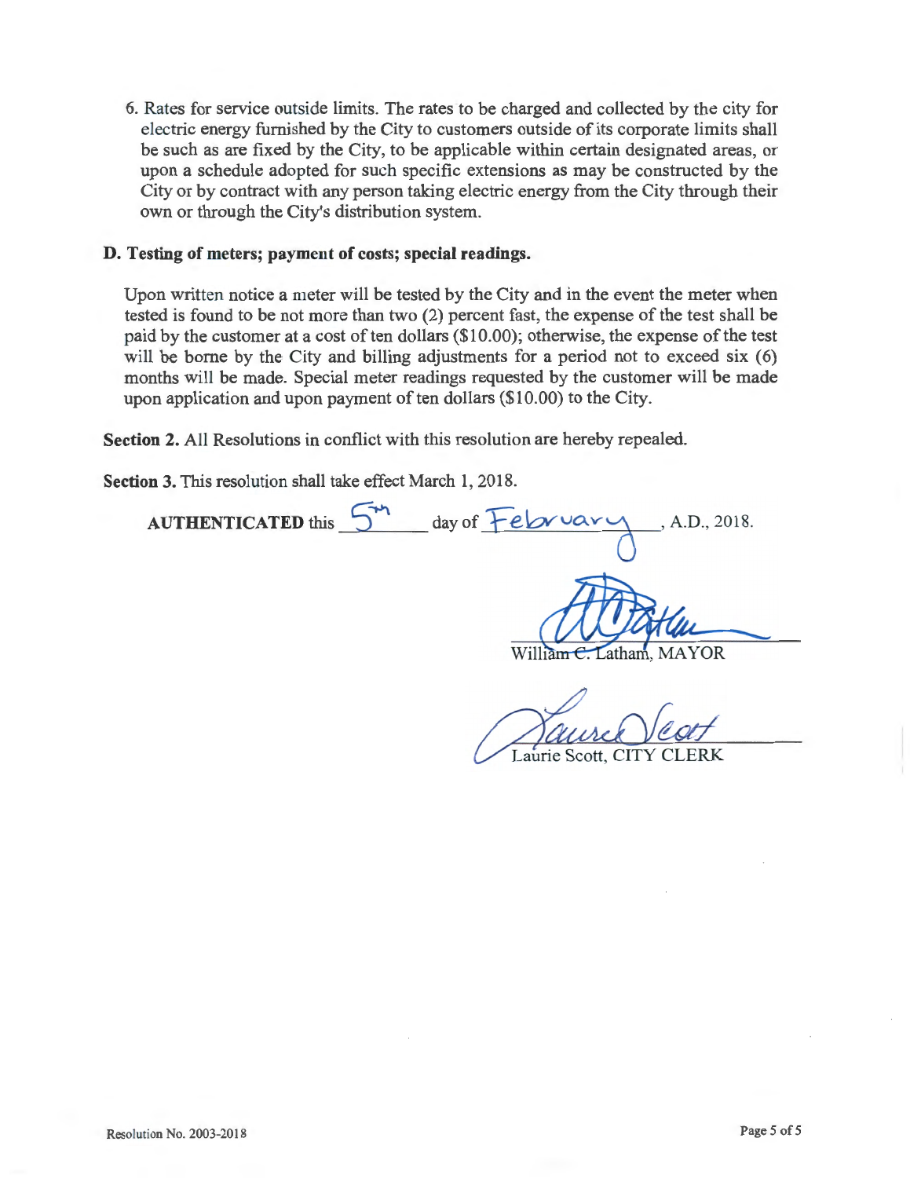6. Rates for service outside limits. The rates to be charged and collected by the city for electric energy furnished by the City to customers outside of its corporate limits shall be such as are fixed by the City, to be applicable within certain designated areas, or upon a schedule adopted for such specific extensions as may be constructed by the City or by contract with any person taking electric energy from the City through their own or through the City's distribution system.

**D. Testing of meters; payment of costs; special readings.**

Upon written notice a meter will be tested by the City and in the event the meter when tested is found to be not more than two (2) percent fast, the expense of the test shall be paid by the customer at a cost of ten dollars ($10.00); otherwise, the expense of the test will be borne by the City and billing adjustments for a period not to exceed six (6) months will be made. Special meter readings requested by the customer will be made upon application and upon payment of ten dollars ($10.00) to the City.

**Section 2.** All Resolutions in conflict with this resolution are hereby repealed.

**Section 3.** This resolution shall take effect March 1, 2018.

**AUTHENTICATED** this 5th day of February, A.D., 2018.

William C. Latham, MAYOR

Laurie Scott, CITY CLERK

Resolution No. 2003-2018